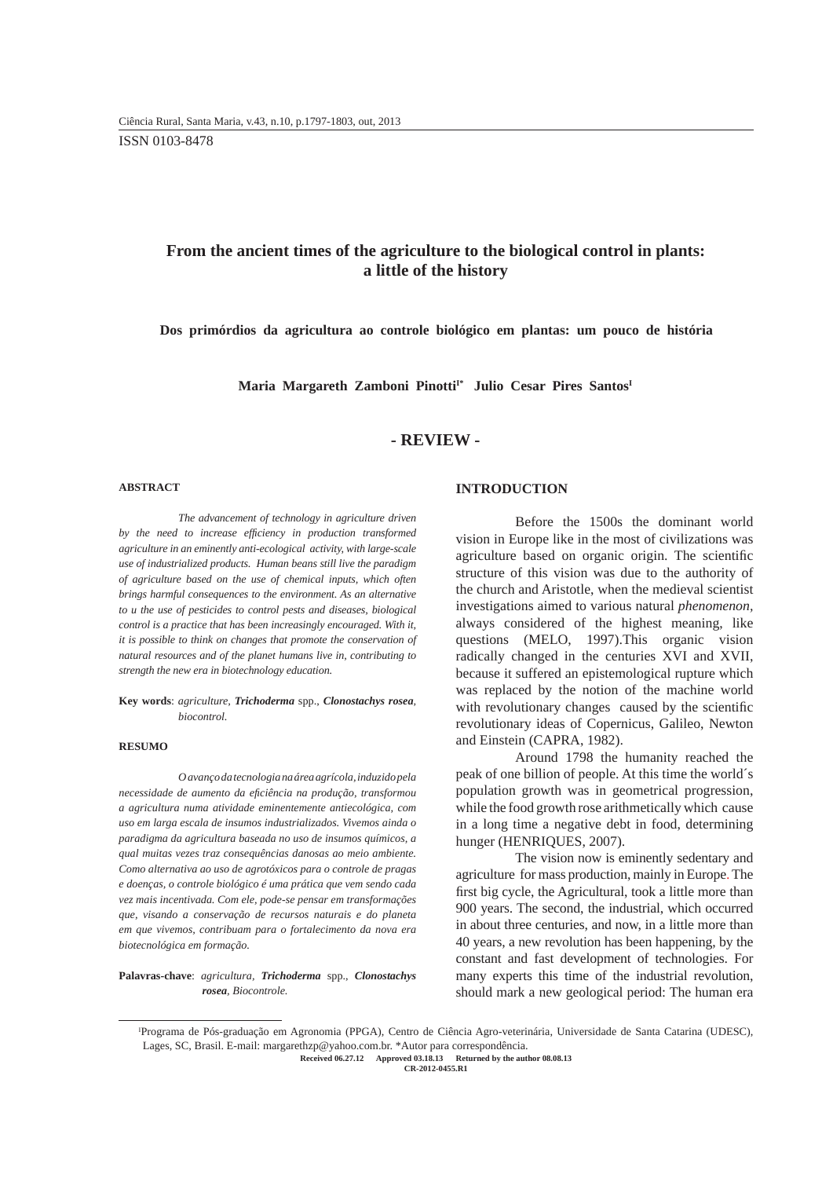ISSN 0103-8478

# From the ancient times of the agriculture to the biological control in plants: a little of the history

## Dos primórdios da agricultura ao controle biológico em plantas: um pouco de história

**Maria Margareth Zamboni Pinotti[I*] Julio Cesar Pires Santos[I]**

## - REVIEW -

### ABSTRACT

*The advancement of technology in agriculture driven by the need to increase efficiency in production transformed agriculture in an eminently anti-ecological activity, with large-scale use of industrialized products. Human beans still live the paradigm of agriculture based on the use of chemical inputs, which often brings harmful consequences to the environment. As an alternative to u the use of pesticides to control pests and diseases, biological control is a practice that has been increasingly encouraged. With it, it is possible to think on changes that promote the conservation of natural resources and of the planet humans live in, contributing to strength the new era in biotechnology education.*

**Key words**: *agriculture, **Trichoderma** spp., **Clonostachys rosea**, biocontrol.*

### RESUMO

*O avanço da tecnologia na área agrícola, induzido pela necessidade de aumento da eficiência na produção, transformou a agricultura numa atividade eminentemente antiecológica, com uso em larga escala de insumos industrializados. Vivemos ainda o paradigma da agricultura baseada no uso de insumos químicos, a qual muitas vezes traz consequências danosas ao meio ambiente. Como alternativa ao uso de agrotóxicos para o controle de pragas e doenças, o controle biológico é uma prática que vem sendo cada vez mais incentivada. Com ele, pode-se pensar em transformações que, visando a conservação de recursos naturais e do planeta em que vivemos, contribuam para o fortalecimento da nova era biotecnológica em formação.*

**Palavras-chave**: *agricultura, **Trichoderma** spp., **Clonostachys rosea**, Biocontrole.*

### INTRODUCTION

Before the 1500s the dominant world vision in Europe like in the most of civilizations was agriculture based on organic origin. The scientific structure of this vision was due to the authority of the church and Aristotle, when the medieval scientist investigations aimed to various natural *phenomenon*, always considered of the highest meaning, like questions (MELO, 1997).This organic vision radically changed in the centuries XVI and XVII, because it suffered an epistemological rupture which was replaced by the notion of the machine world with revolutionary changes caused by the scientific revolutionary ideas of Copernicus, Galileo, Newton and Einstein (CAPRA, 1982).

Around 1798 the humanity reached the peak of one billion of people. At this time the world´s population growth was in geometrical progression, while the food growth rose arithmetically which cause in a long time a negative debt in food, determining hunger (HENRIQUES, 2007).

The vision now is eminently sedentary and agriculture for mass production, mainly in Europe. The first big cycle, the Agricultural, took a little more than 900 years. The second, the industrial, which occurred in about three centuries, and now, in a little more than 40 years, a new revolution has been happening, by the constant and fast development of technologies. For many experts this time of the industrial revolution, should mark a new geological period: The human era

---

[I]Programa de Pós-graduação em Agronomia (PPGA), Centro de Ciência Agro-veterinária, Universidade de Santa Catarina (UDESC), Lages, SC, Brasil. E-mail: margarethzp@yahoo.com.br. *Autor para correspondência.

Received 06.27.12 Approved 03.18.13 Returned by the author 08.08.13
CR-2012-0455.R1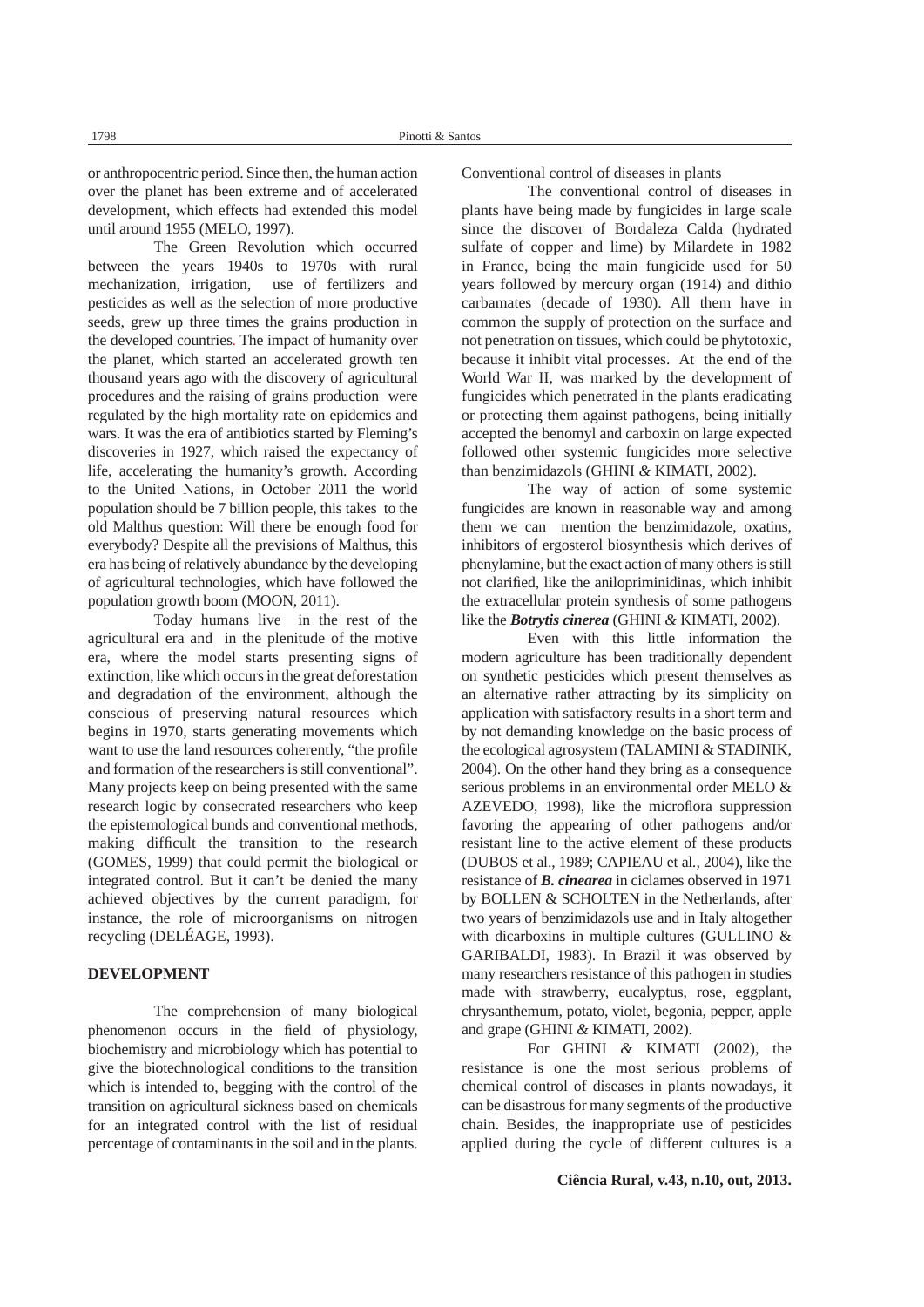or anthropocentric period. Since then, the human action over the planet has been extreme and of accelerated development, which effects had extended this model until around 1955 (MELO, 1997).

The Green Revolution which occurred between the years 1940s to 1970s with rural mechanization, irrigation, use of fertilizers and pesticides as well as the selection of more productive seeds, grew up three times the grains production in the developed countries. The impact of humanity over the planet, which started an accelerated growth ten thousand years ago with the discovery of agricultural procedures and the raising of grains production were regulated by the high mortality rate on epidemics and wars. It was the era of antibiotics started by Fleming's discoveries in 1927, which raised the expectancy of life, accelerating the humanity's growth. According to the United Nations, in October 2011 the world population should be 7 billion people, this takes to the old Malthus question: Will there be enough food for everybody? Despite all the previsions of Malthus, this era has being of relatively abundance by the developing of agricultural technologies, which have followed the population growth boom (MOON, 2011).

Today humans live in the rest of the agricultural era and in the plenitude of the motive era, where the model starts presenting signs of extinction, like which occurs in the great deforestation and degradation of the environment, although the conscious of preserving natural resources which begins in 1970, starts generating movements which want to use the land resources coherently, "the profile and formation of the researchers is still conventional". Many projects keep on being presented with the same research logic by consecrated researchers who keep the epistemological bunds and conventional methods, making difficult the transition to the research (GOMES, 1999) that could permit the biological or integrated control. But it can't be denied the many achieved objectives by the current paradigm, for instance, the role of microorganisms on nitrogen recycling (DELÉAGE, 1993).

## DEVELOPMENT

The comprehension of many biological phenomenon occurs in the field of physiology, biochemistry and microbiology which has potential to give the biotechnological conditions to the transition which is intended to, begging with the control of the transition on agricultural sickness based on chemicals for an integrated control with the list of residual percentage of contaminants in the soil and in the plants.

Conventional control of diseases in plants

The conventional control of diseases in plants have being made by fungicides in large scale since the discover of Bordaleza Calda (hydrated sulfate of copper and lime) by Milardete in 1982 in France, being the main fungicide used for 50 years followed by mercury organ (1914) and dithio carbamates (decade of 1930). All them have in common the supply of protection on the surface and not penetration on tissues, which could be phytotoxic, because it inhibit vital processes. At the end of the World War II, was marked by the development of fungicides which penetrated in the plants eradicating or protecting them against pathogens, being initially accepted the benomyl and carboxin on large expected followed other systemic fungicides more selective than benzimidazols (GHINI *&* KIMATI, 2002).

The way of action of some systemic fungicides are known in reasonable way and among them we can mention the benzimidazole, oxatins, inhibitors of ergosterol biosynthesis which derives of phenylamine, but the exact action of many others is still not clarified, like the anilopriminidinas, which inhibit the extracellular protein synthesis of some pathogens like the ***Botrytis cinerea*** (GHINI *&* KIMATI, 2002).

Even with this little information the modern agriculture has been traditionally dependent on synthetic pesticides which present themselves as an alternative rather attracting by its simplicity on application with satisfactory results in a short term and by not demanding knowledge on the basic process of the ecological agrosystem (TALAMINI & STADINIK, 2004). On the other hand they bring as a consequence serious problems in an environmental order MELO & AZEVEDO, 1998), like the microflora suppression favoring the appearing of other pathogens and/or resistant line to the active element of these products (DUBOS et al., 1989; CAPIEAU et al., 2004), like the resistance of ***B. cinearea*** in ciclames observed in 1971 by BOLLEN & SCHOLTEN in the Netherlands, after two years of benzimidazols use and in Italy altogether with dicarboxins in multiple cultures (GULLINO & GARIBALDI, 1983). In Brazil it was observed by many researchers resistance of this pathogen in studies made with strawberry, eucalyptus, rose, eggplant, chrysanthemum, potato, violet, begonia, pepper, apple and grape (GHINI *&* KIMATI, 2002).

For GHINI *&* KIMATI (2002), the resistance is one the most serious problems of chemical control of diseases in plants nowadays, it can be disastrous for many segments of the productive chain. Besides, the inappropriate use of pesticides applied during the cycle of different cultures is a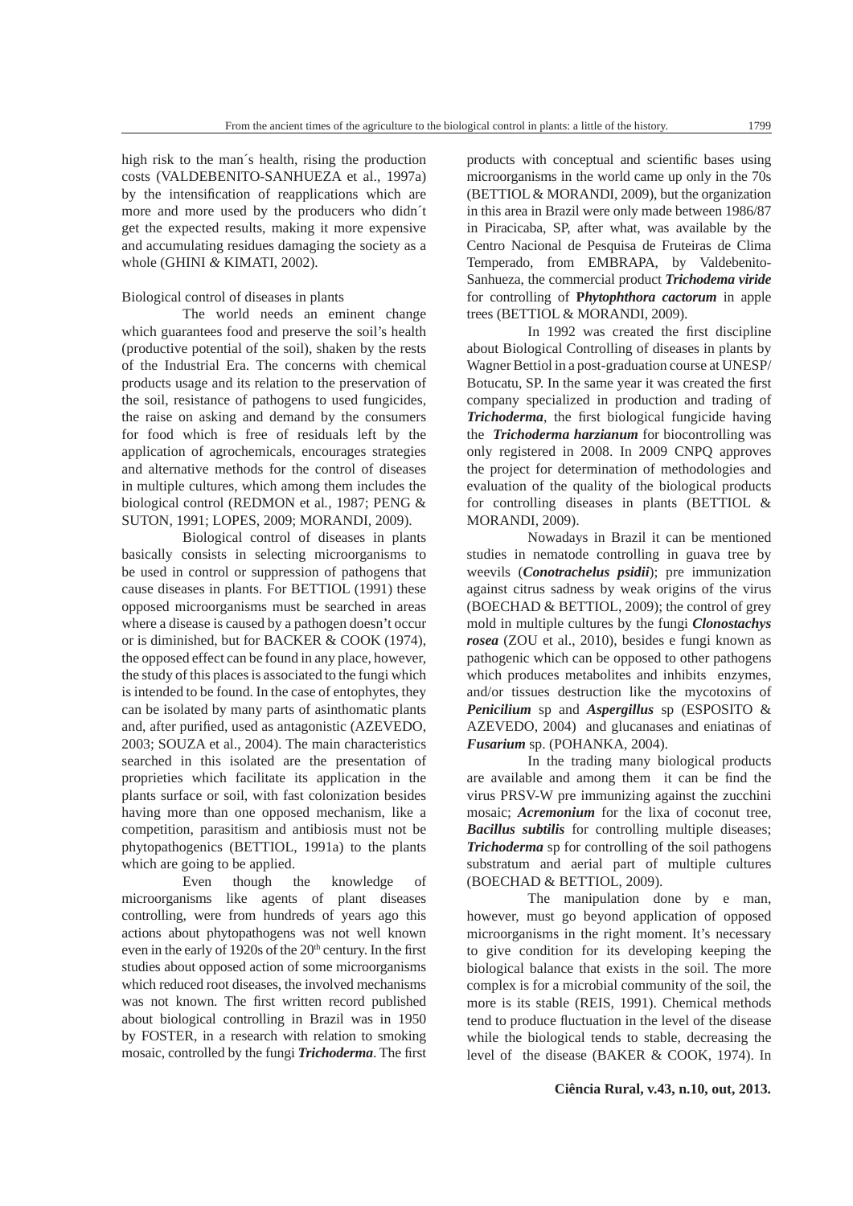high risk to the man´s health, rising the production costs (VALDEBENITO-SANHUEZA et al., 1997a) by the intensification of reapplications which are more and more used by the producers who didn´t get the expected results, making it more expensive and accumulating residues damaging the society as a whole (GHINI *&* KIMATI, 2002).

Biological control of diseases in plants

The world needs an eminent change which guarantees food and preserve the soil's health (productive potential of the soil), shaken by the rests of the Industrial Era. The concerns with chemical products usage and its relation to the preservation of the soil, resistance of pathogens to used fungicides, the raise on asking and demand by the consumers for food which is free of residuals left by the application of agrochemicals, encourages strategies and alternative methods for the control of diseases in multiple cultures, which among them includes the biological control (REDMON et al*.*, 1987; PENG & SUTON, 1991; LOPES, 2009; MORANDI, 2009).

Biological control of diseases in plants basically consists in selecting microorganisms to be used in control or suppression of pathogens that cause diseases in plants. For BETTIOL (1991) these opposed microorganisms must be searched in areas where a disease is caused by a pathogen doesn't occur or is diminished, but for BACKER & COOK (1974), the opposed effect can be found in any place, however, the study of this places is associated to the fungi which is intended to be found. In the case of entophytes, they can be isolated by many parts of asinthomatic plants and, after purified, used as antagonistic (AZEVEDO, 2003; SOUZA et al., 2004). The main characteristics searched in this isolated are the presentation of proprieties which facilitate its application in the plants surface or soil, with fast colonization besides having more than one opposed mechanism, like a competition, parasitism and antibiosis must not be phytopathogenics (BETTIOL, 1991a) to the plants which are going to be applied.

Even though the knowledge of microorganisms like agents of plant diseases controlling, were from hundreds of years ago this actions about phytopathogens was not well known even in the early of 1920s of the 20th century. In the first studies about opposed action of some microorganisms which reduced root diseases, the involved mechanisms was not known. The first written record published about biological controlling in Brazil was in 1950 by FOSTER, in a research with relation to smoking mosaic, controlled by the fungi ***Trichoderma***. The first products with conceptual and scientific bases using microorganisms in the world came up only in the 70s (BETTIOL & MORANDI, 2009), but the organization in this area in Brazil were only made between 1986/87 in Piracicaba, SP, after what, was available by the Centro Nacional de Pesquisa de Fruteiras de Clima Temperado, from EMBRAPA, by Valdebenito-Sanhueza, the commercial product ***Trichodema viride*** for controlling of **P*hytophthora cactorum*** in apple trees (BETTIOL & MORANDI, 2009).

In 1992 was created the first discipline about Biological Controlling of diseases in plants by Wagner Bettiol in a post-graduation course at UNESP/Botucatu, SP. In the same year it was created the first company specialized in production and trading of ***Trichoderma***, the first biological fungicide having the ***Trichoderma harzianum*** for biocontrolling was only registered in 2008. In 2009 CNPQ approves the project for determination of methodologies and evaluation of the quality of the biological products for controlling diseases in plants (BETTIOL & MORANDI, 2009).

Nowadays in Brazil it can be mentioned studies in nematode controlling in guava tree by weevils (***Conotrachelus psidii***); pre immunization against citrus sadness by weak origins of the virus (BOECHAD & BETTIOL, 2009); the control of grey mold in multiple cultures by the fungi ***Clonostachys rosea*** (ZOU et al., 2010), besides e fungi known as pathogenic which can be opposed to other pathogens which produces metabolites and inhibits enzymes, and/or tissues destruction like the mycotoxins of ***Penicilium*** sp and ***Aspergillus*** sp (ESPOSITO & AZEVEDO, 2004) and glucanases and eniatinas of ***Fusarium*** sp. (POHANKA, 2004).

In the trading many biological products are available and among them it can be find the virus PRSV-W pre immunizing against the zucchini mosaic; ***Acremonium*** for the lixa of coconut tree, ***Bacillus subtilis*** for controlling multiple diseases; ***Trichoderma*** sp for controlling of the soil pathogens substratum and aerial part of multiple cultures (BOECHAD & BETTIOL, 2009).

The manipulation done by e man, however, must go beyond application of opposed microorganisms in the right moment. It's necessary to give condition for its developing keeping the biological balance that exists in the soil. The more complex is for a microbial community of the soil, the more is its stable (REIS, 1991). Chemical methods tend to produce fluctuation in the level of the disease while the biological tends to stable, decreasing the level of the disease (BAKER & COOK, 1974). In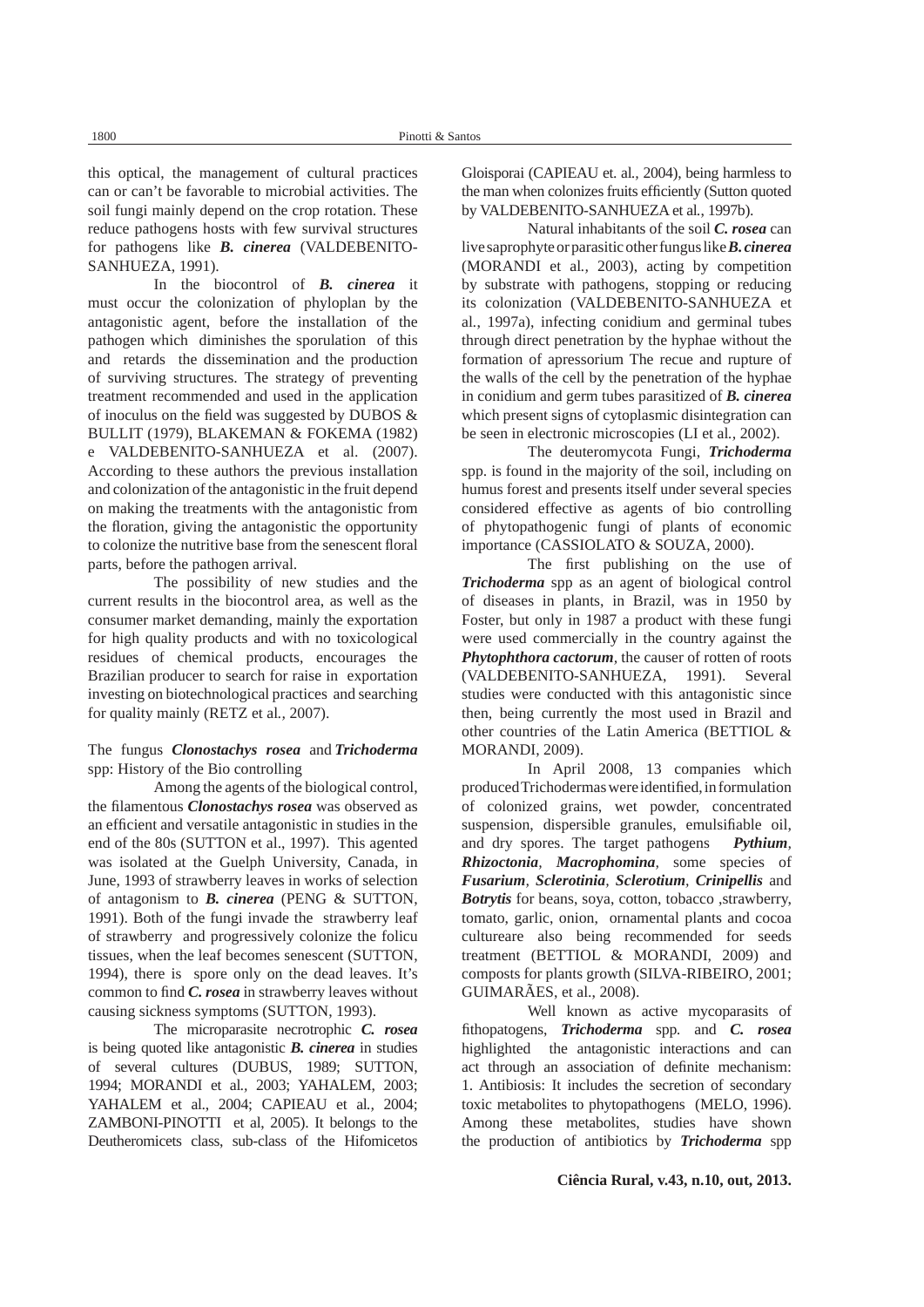this optical, the management of cultural practices can or can't be favorable to microbial activities. The soil fungi mainly depend on the crop rotation. These reduce pathogens hosts with few survival structures for pathogens like ***B. cinerea*** (VALDEBENITO-SANHUEZA, 1991).

In the biocontrol of ***B. cinerea*** it must occur the colonization of phyloplan by the antagonistic agent, before the installation of the pathogen which diminishes the sporulation of this and retards the dissemination and the production of surviving structures. The strategy of preventing treatment recommended and used in the application of inoculus on the field was suggested by DUBOS & BULLIT (1979), BLAKEMAN & FOKEMA (1982) e VALDEBENITO-SANHUEZA et al. (2007). According to these authors the previous installation and colonization of the antagonistic in the fruit depend on making the treatments with the antagonistic from the floration, giving the antagonistic the opportunity to colonize the nutritive base from the senescent floral parts, before the pathogen arrival.

The possibility of new studies and the current results in the biocontrol area, as well as the consumer market demanding, mainly the exportation for high quality products and with no toxicological residues of chemical products, encourages the Brazilian producer to search for raise in exportation investing on biotechnological practices and searching for quality mainly (RETZ et al., 2007).

The fungus ***Clonostachys rosea*** and ***Trichoderma*** spp: History of the Bio controlling

Among the agents of the biological control, the filamentous ***Clonostachys rosea*** was observed as an efficient and versatile antagonistic in studies in the end of the 80s (SUTTON et al., 1997). This agented was isolated at the Guelph University, Canada, in June, 1993 of strawberry leaves in works of selection of antagonism to ***B. cinerea*** (PENG & SUTTON, 1991). Both of the fungi invade the strawberry leaf of strawberry and progressively colonize the folicu tissues, when the leaf becomes senescent (SUTTON, 1994), there is spore only on the dead leaves. It's common to find ***C. rosea*** in strawberry leaves without causing sickness symptoms (SUTTON, 1993).

The microparasite necrotrophic ***C. rosea*** is being quoted like antagonistic ***B. cinerea*** in studies of several cultures (DUBUS, 1989; SUTTON, 1994; MORANDI et al., 2003; YAHALEM, 2003; YAHALEM et al., 2004; CAPIEAU et al., 2004; ZAMBONI-PINOTTI et al, 2005). It belongs to the Deutheromicets class, sub-class of the Hifomicetos Gloisporai (CAPIEAU et. al., 2004), being harmless to the man when colonizes fruits efficiently (Sutton quoted by VALDEBENITO-SANHUEZA et al., 1997b).

Natural inhabitants of the soil ***C. rosea*** can live saprophyte or parasitic other fungus like ***B. cinerea*** (MORANDI et al., 2003), acting by competition by substrate with pathogens, stopping or reducing its colonization (VALDEBENITO-SANHUEZA et al., 1997a), infecting conidium and germinal tubes through direct penetration by the hyphae without the formation of apressorium The recue and rupture of the walls of the cell by the penetration of the hyphae in conidium and germ tubes parasitized of ***B. cinerea*** which present signs of cytoplasmic disintegration can be seen in electronic microscopies (LI et al., 2002).

The deuteromycota Fungi, ***Trichoderma*** spp. is found in the majority of the soil, including on humus forest and presents itself under several species considered effective as agents of bio controlling of phytopathogenic fungi of plants of economic importance (CASSIOLATO & SOUZA, 2000).

The first publishing on the use of ***Trichoderma*** spp as an agent of biological control of diseases in plants, in Brazil, was in 1950 by Foster, but only in 1987 a product with these fungi were used commercially in the country against the ***Phytophthora cactorum***, the causer of rotten of roots (VALDEBENITO-SANHUEZA, 1991). Several studies were conducted with this antagonistic since then, being currently the most used in Brazil and other countries of the Latin America (BETTIOL & MORANDI, 2009).

In April 2008, 13 companies which produced Trichodermas were identified, in formulation of colonized grains, wet powder, concentrated suspension, dispersible granules, emulsifiable oil, and dry spores. The target pathogens ***Pythium***, ***Rhizoctonia***, ***Macrophomina***, some species of ***Fusarium***, ***Sclerotinia***, ***Sclerotium***, ***Crinipellis*** and ***Botrytis*** for beans, soya, cotton, tobacco ,strawberry, tomato, garlic, onion, ornamental plants and cocoa cultureare also being recommended for seeds treatment (BETTIOL & MORANDI, 2009) and composts for plants growth (SILVA-RIBEIRO, 2001; GUIMARÃES, et al., 2008).

Well known as active mycoparasits of fithopatogens, ***Trichoderma*** spp. and ***C. rosea*** highlighted the antagonistic interactions and can act through an association of definite mechanism: 1. Antibiosis: It includes the secretion of secondary toxic metabolites to phytopathogens (MELO, 1996). Among these metabolites, studies have shown the production of antibiotics by ***Trichoderma*** spp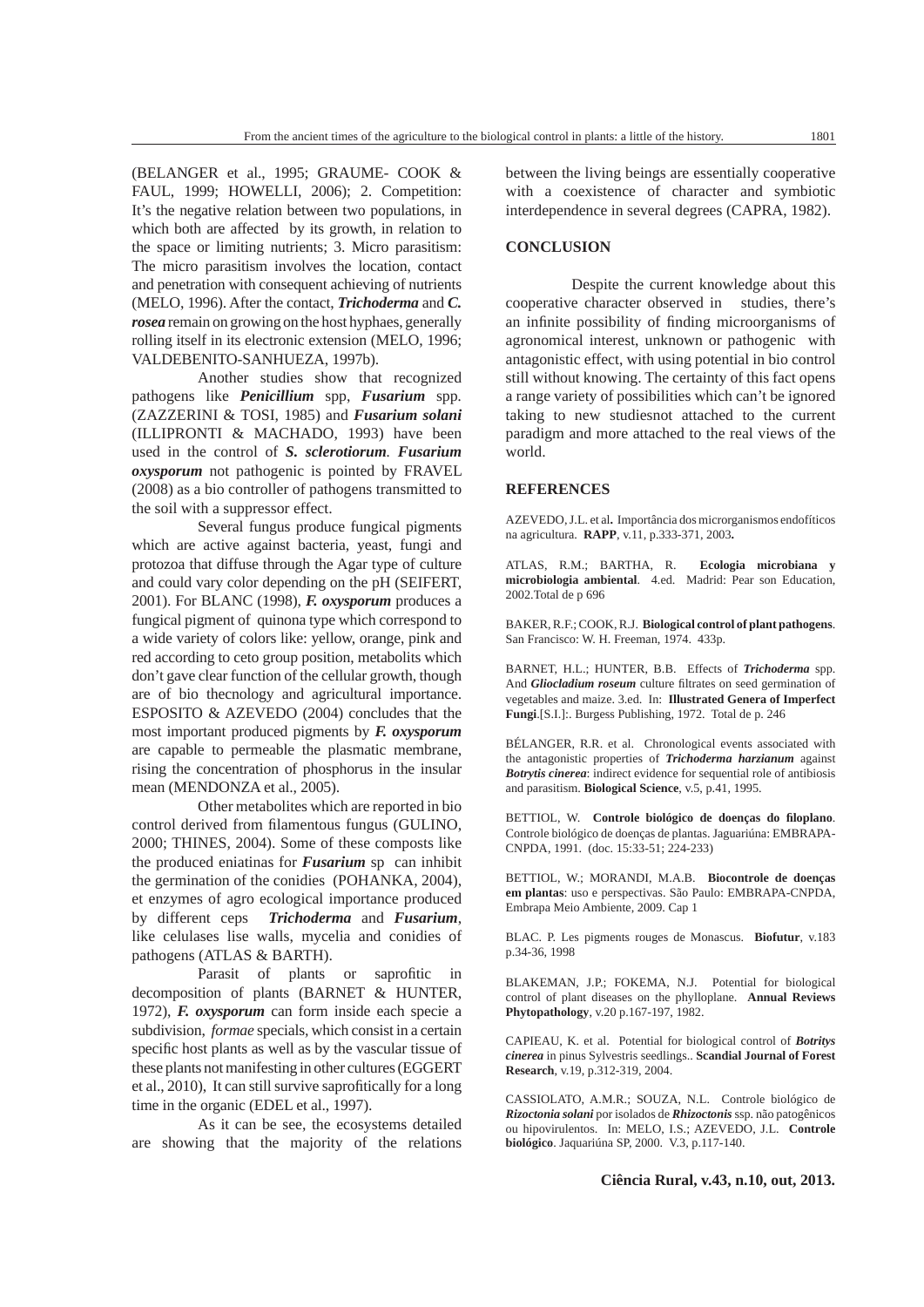(BELANGER et al., 1995; GRAUME- COOK & FAUL, 1999; HOWELLI, 2006); 2. Competition: It's the negative relation between two populations, in which both are affected by its growth, in relation to the space or limiting nutrients; 3. Micro parasitism: The micro parasitism involves the location, contact and penetration with consequent achieving of nutrients (MELO, 1996). After the contact, ***Trichoderma*** and ***C. rosea*** remain on growing on the host hyphaes, generally rolling itself in its electronic extension (MELO, 1996; VALDEBENITO-SANHUEZA, 1997b).

Another studies show that recognized pathogens like ***Penicillium*** spp, ***Fusarium*** spp. (ZAZZERINI & TOSI, 1985) and ***Fusarium solani*** (ILLIPRONTI & MACHADO, 1993) have been used in the control of ***S. sclerotiorum***. ***Fusarium oxysporum*** not pathogenic is pointed by FRAVEL (2008) as a bio controller of pathogens transmitted to the soil with a suppressor effect.

Several fungus produce fungical pigments which are active against bacteria, yeast, fungi and protozoa that diffuse through the Agar type of culture and could vary color depending on the pH (SEIFERT, 2001). For BLANC (1998), ***F. oxysporum*** produces a fungical pigment of quinona type which correspond to a wide variety of colors like: yellow, orange, pink and red according to ceto group position, metabolits which don't gave clear function of the cellular growth, though are of bio thecnology and agricultural importance. ESPOSITO & AZEVEDO (2004) concludes that the most important produced pigments by ***F. oxysporum*** are capable to permeable the plasmatic membrane, rising the concentration of phosphorus in the insular mean (MENDONZA et al., 2005).

Other metabolites which are reported in bio control derived from filamentous fungus (GULINO, 2000; THINES, 2004). Some of these composts like the produced eniatinas for ***Fusarium*** sp can inhibit the germination of the conidies (POHANKA, 2004), et enzymes of agro ecological importance produced by different ceps ***Trichoderma*** and ***Fusarium***, like celulases lise walls, mycelia and conidies of pathogens (ATLAS & BARTH).

Parasit of plants or saprofitic in decomposition of plants (BARNET & HUNTER, 1972), ***F. oxysporum*** can form inside each specie a subdivision, *formae* specials, which consist in a certain specific host plants as well as by the vascular tissue of these plants not manifesting in other cultures (EGGERT et al., 2010), It can still survive saprofitically for a long time in the organic (EDEL et al., 1997).

As it can be see, the ecosystems detailed are showing that the majority of the relations between the living beings are essentially cooperative with a coexistence of character and symbiotic interdependence in several degrees (CAPRA, 1982).

## CONCLUSION

Despite the current knowledge about this cooperative character observed in studies, there's an infinite possibility of finding microorganisms of agronomical interest, unknown or pathogenic with antagonistic effect, with using potential in bio control still without knowing. The certainty of this fact opens a range variety of possibilities which can't be ignored taking to new studiesnot attached to the current paradigm and more attached to the real views of the world.

## REFERENCES

AZEVEDO, J.L. et al**.** Importância dos microrganismos endofíticos na agricultura. **RAPP**, v.11, p.333-371, 2003**.**

ATLAS, R.M.; BARTHA, R. **Ecologia microbiana y microbiologia ambiental**. 4.ed. Madrid: Pear son Education, 2002.Total de p 696

BAKER, R.F.; COOK, R.J. **Biological control of plant pathogens**. San Francisco: W. H. Freeman, 1974. 433p.

BARNET, H.L.; HUNTER, B.B. Effects of ***Trichoderma*** spp. And ***Gliocladium roseum*** culture filtrates on seed germination of vegetables and maize. 3.ed. In: **Illustrated Genera of Imperfect Fungi**.[S.I.]:. Burgess Publishing, 1972. Total de p. 246

BÉLANGER, R.R. et al. Chronological events associated with the antagonistic properties of ***Trichoderma harzianum*** against ***Botrytis cinerea***: indirect evidence for sequential role of antibiosis and parasitism. **Biological Science**, v.5, p.41, 1995.

BETTIOL, W. **Controle biológico de doenças do filoplano**. Controle biológico de doenças de plantas. Jaguariúna: EMBRAPA-CNPDA, 1991. (doc. 15:33-51; 224-233)

BETTIOL, W.; MORANDI, M.A.B. **Biocontrole de doenças em plantas**: uso e perspectivas. São Paulo: EMBRAPA-CNPDA, Embrapa Meio Ambiente, 2009. Cap 1

BLAC. P. Les pigments rouges de Monascus. **Biofutur**, v.183 p.34-36, 1998

BLAKEMAN, J.P.; FOKEMA, N.J. Potential for biological control of plant diseases on the phylloplane. **Annual Reviews Phytopathology**, v.20 p.167-197, 1982.

CAPIEAU, K. et al. Potential for biological control of ***Botritys cinerea*** in pinus Sylvestris seedlings.. **Scandial Journal of Forest Research**, v.19, p.312-319, 2004.

CASSIOLATO, A.M.R.; SOUZA, N.L. Controle biológico de ***Rizoctonia solani*** por isolados de ***Rhizoctonis*** ssp. não patogênicos ou hipovirulentos. In: MELO, I.S.; AZEVEDO, J.L. **Controle biológico**. Jaquariúna SP, 2000. V.3, p.117-140.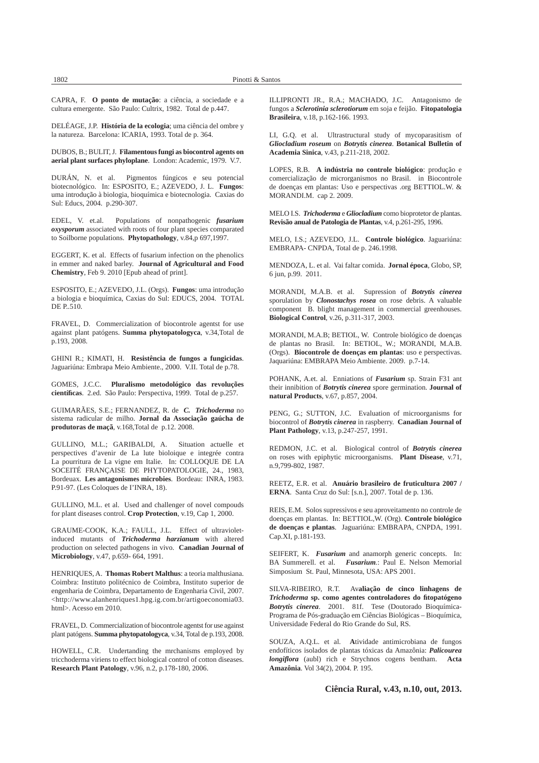CAPRA, F. **O ponto de mutação**: a ciência, a sociedade e a cultura emergente. São Paulo: Cultrix, 1982. Total de p.447.

DELÉAGE, J.P. **História de la ecologia**; uma ciência del ombre y la natureza. Barcelona: ICARIA, 1993. Total de p. 364.

DUBOS, B.; BULIT, J. **Filamentous fungi as biocontrol agents on aerial plant surfaces phyloplane**. London: Academic, 1979. V.7.

DURÁN, N. et al. Pigmentos fúngicos e seu potencial biotecnológico. In: ESPOSITO, E.; AZEVEDO, J. L. **Fungos**: uma introdução à biologia, bioquímica e biotecnologia. Caxias do Sul: Educs, 2004. p.290-307.

EDEL, V. et.al. Populations of nonpathogenic ***fusarium oxysporum*** associated with roots of four plant species comparated to Soilborne populations. **Phytopathology**, v.84,p 697,1997.

EGGERT, K. et al. Effects of fusarium infection on the phenolics in emmer and naked barley. **Journal of Agricultural and Food Chemistry**, Feb 9. 2010 [Epub ahead of print].

ESPOSITO, E.; AZEVEDO, J.L. (Orgs). **Fungos**: uma introdução a biologia e bioquímica, Caxias do Sul: EDUCS, 2004. TOTAL DE P..510.

FRAVEL, D. Commercialization of biocontrole agentst for use against plant patógens. **Summa phytopatologyca**, v.34,Total de p.193, 2008.

GHINI R.; KIMATI, H. **Resistência de fungos a fungicidas**. Jaguariúna: Embrapa Meio Ambiente., 2000. V.II. Total de p.78.

GOMES, J.C.C. **Pluralismo metodológico das revoluções científicas**. 2.ed. São Paulo: Perspectiva, 1999. Total de p.257.

GUIMARÃES, S.E.; FERNANDEZ, R. de ***C. Trichoderma*** no sistema radicular de milho. **Jornal da Associação gaúcha de produtoras de maçã**, v.168,Total de p.12. 2008.

GULLINO, M.L.; GARIBALDI, A. Situation actuelle et perspectives d'avenir de La lute bioloique e integrée contra La pourritura de La vigne em Italie. In: COLLOQUE DE LA SOCEITÉ FRANÇAISE DE PHYTOPATOLOGIE, 24., 1983, Bordeaux. **Les antagonismes microbies**. Bordeau: INRA, 1983. P.91-97. (Les Coloques de I'INRA, 18).

GULLINO, M.L. et al. Used and challenger of novel compouds for plant diseases control. **Crop Protection**, v.19, Cap 1, 2000.

GRAUME-COOK, K.A.; FAULL, J.L. Effect of ultraviolet-induced mutants of ***Trichoderma harzianum*** with altered production on selected pathogens in vivo. **Canadian Journal of Microbiology**, v.47, p.659- 664, 1991.

HENRIQUES, A. **Thomas Robert Malthus**: a teoria malthusiana. Coimbra: Instituto politécnico de Coimbra, Instituto superior de engenharia de Coimbra, Departamento de Engenharia Civil, 2007. <http://www.alanhenriques1.hpg.ig.com.br/artigoeconomia03.html>. Acesso em 2010.

FRAVEL, D. Commercialization of biocontrole agentst for use against plant patógens. **Summa phytopatologyca**, v.34, Total de p.193, 2008.

HOWELL, C.R. Undertanding the mrchanisms employed by tricchoderma viriens to effect biological control of cotton diseases. **Research Plant Patology**, v.96, n.2, p.178-180, 2006.

ILLIPRONTI JR., R.A.; MACHADO, J.C. Antagonismo de fungos a ***Sclerotinia sclerotiorum*** em soja e feijão. **Fitopatologia Brasileira**, v.18, p.162-166. 1993.

LI, G.Q. et al. Ultrastructural study of mycoparasitism of ***Gliocladium roseum*** on ***Botrytis cinerea***. **Botanical Bulletin of Academia Sinica**, v.43, p.211-218, 2002.

LOPES, R.B. **A indústria no controle biológico**: produção e comercialização de microrganismos no Brasil. in Biocontrole de doenças em plantas: Uso e perspectivas .org BETTIOL.W. & MORANDI.M. cap 2. 2009.

MELO I.S. ***Trichoderma*** e ***Gliocladium*** como bioprotetor de plantas. **Revisão anual de Patologia de Plantas**, v.4, p.261-295, 1996.

MELO, I.S.; AZEVEDO, J.L. **Controle biológico**. Jaguariúna: EMBRAPA- CNPDA, Total de p. 246.1998.

MENDOZA, L. et al. Vai faltar comida. **Jornal época**, Globo, SP, 6 jun, p.99. 2011.

MORANDI, M.A.B. et al. Supression of ***Botrytis cinerea*** sporulation by ***Clonostachys rosea*** on rose debris. A valuable component B. blight management in commercial greenhouses. **Biological Control**, v.26, p.311-317, 2003.

MORANDI, M.A.B; BETIOL, W. Controle biológico de doenças de plantas no Brasil. In: BETIOL, W.; MORANDI, M.A.B. (Orgs). **Biocontrole de doenças em plantas**: uso e perspectivas. Jaquariúna: EMBRAPA Meio Ambiente. 2009. p.7-14.

POHANK, A.et. al. Enniations of ***Fusarium*** sp. Strain F31 ant their innibition of ***Botrytis cinerea*** spore germination. **Journal of natural Products**, v.67, p.857, 2004.

PENG, G.; SUTTON, J.C. Evaluation of microorganisms for biocontrol of ***Botrytis cinerea*** in raspberry. **Canadian Journal of Plant Pathology**, v.13, p.247-257, 1991.

REDMON, J.C. et al. Biological control of ***Botrytis cinerea*** on roses with epiphytic microorganisms. **Plant Disease**, v.71, n.9,799-802, 1987.

REETZ, E.R. et al. **Anuário brasileiro de fruticultura 2007 / ERNA**. Santa Cruz do Sul: [s.n.], 2007. Total de p. 136.

REIS, E.M. Solos supressivos e seu aproveitamento no controle de doenças em plantas. In: BETTIOL,W. (Org). **Controle biológico de doenças e plantas**. Jaguariúna: EMBRAPA, CNPDA, 1991. Cap.XI, p.181-193.

SEIFERT, K. ***Fusarium*** and anamorph generic concepts. In: BA Summerell. et al. ***Fusarium***.: Paul E. Nelson Memorial Simposium St. Paul, Minnesota, USA: APS 2001.

SILVA-RIBEIRO, R.T. Av**aliação de cinco linhagens de *Trichoderma* sp. como agentes controladores do fitopatógeno *Botrytis cinerea***. 2001. 81f. Tese (Doutorado Bioquímica-Programa de Pós-graduação em Ciências Biológicas – Bioquímica, Universidade Federal do Rio Grande do Sul, RS.

SOUZA, A.Q.L. et al. **A**tividade antimicrobiana de fungos endofíticos isolados de plantas tóxicas da Amazônia: ***Palicourea longiflora*** (aubl) rich e Strychnos cogens bentham. **Acta Amazônia**. Vol 34(2), 2004. P. 195.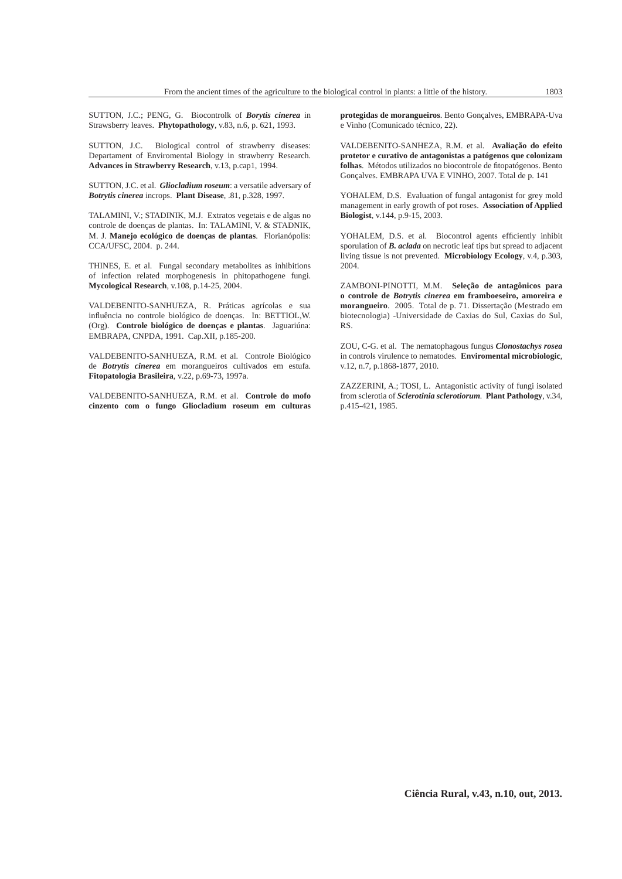SUTTON, J.C.; PENG, G. Biocontrolk of ***Borytis cinerea*** in Strawsberry leaves. **Phytopathology**, v.83, n.6, p. 621, 1993.

SUTTON, J.C. Biological control of strawberry diseases: Departament of Enviromental Biology in strawberry Research. **Advances in Strawberry Research**, v.13, p.cap1, 1994.

SUTTON, J.C. et al. ***Gliocladium roseum***: a versatile adversary of ***Botrytis cinerea*** incrops. **Plant Disease**, .81, p.328, 1997.

TALAMINI, V.; STADINIK, M.J. Extratos vegetais e de algas no controle de doenças de plantas. In: TALAMINI, V. & STADNIK, M. J. **Manejo ecológico de doenças de plantas**. Florianópolis: CCA/UFSC, 2004. p. 244.

THINES, E. et al. Fungal secondary metabolites as inhibitions of infection related morphogenesis in phitopathogene fungi. **Mycological Research**, v.108, p.14-25, 2004.

VALDEBENITO-SANHUEZA, R. Práticas agrícolas e sua influência no controle biológico de doenças. In: BETTIOL,W. (Org). **Controle biológico de doenças e plantas**. Jaguariúna: EMBRAPA, CNPDA, 1991. Cap.XII, p.185-200.

VALDEBENITO-SANHUEZA, R.M. et al. Controle Biológico de ***Botrytis cinerea*** em morangueiros cultivados em estufa. **Fitopatologia Brasileira**, v.22, p.69-73, 1997a.

VALDEBENITO-SANHUEZA, R.M. et al. **Controle do mofo cinzento com o fungo Gliocladium roseum em culturas protegidas de morangueiros**. Bento Gonçalves, EMBRAPA-Uva e Vinho (Comunicado técnico, 22).

VALDEBENITO-SANHEZA, R.M. et al. **Avaliação do efeito protetor e curativo de antagonistas a patógenos que colonizam folhas**. Métodos utilizados no biocontrole de fitopatógenos. Bento Gonçalves. EMBRAPA UVA E VINHO, 2007. Total de p. 141

YOHALEM, D.S. Evaluation of fungal antagonist for grey mold management in early growth of pot roses. **Association of Applied Biologist**, v.144, p.9-15, 2003.

YOHALEM, D.S. et al. Biocontrol agents efficiently inhibit sporulation of ***B. aclada*** on necrotic leaf tips but spread to adjacent living tissue is not prevented. **Microbiology Ecology**, v.4, p.303, 2004.

ZAMBONI-PINOTTI, M.M. **Seleção de antagônicos para o controle de *Botrytis cinerea* em framboeseiro, amoreira e morangueiro**. 2005. Total de p. 71. Dissertação (Mestrado em biotecnologia) -Universidade de Caxias do Sul, Caxias do Sul, RS.

ZOU, C-G. et al. The nematophagous fungus ***Clonostachys rosea*** in controls virulence to nematodes. **Enviromental microbiologic**, v.12, n.7, p.1868-1877, 2010.

ZAZZERINI, A.; TOSI, L. Antagonistic activity of fungi isolated from sclerotia of ***Sclerotinia sclerotiorum***. **Plant Pathology**, v.34, p.415-421, 1985.